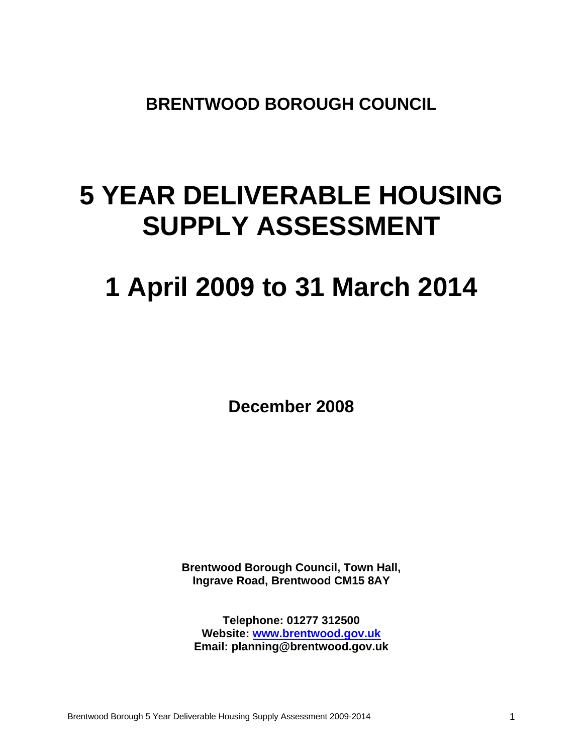**BRENTWOOD BOROUGH COUNCIL**

# 5 YEAR DELIVERABLE HOUSING SUPPLY ASSESSMENT

# 1 April 2009 to 31 March 2014

**December 2008**

**Brentwood Borough Council, Town Hall,**
**Ingrave Road, Brentwood CM15 8AY**

**Telephone: 01277 312500**
**Website: www.brentwood.gov.uk**
**Email: planning@brentwood.gov.uk**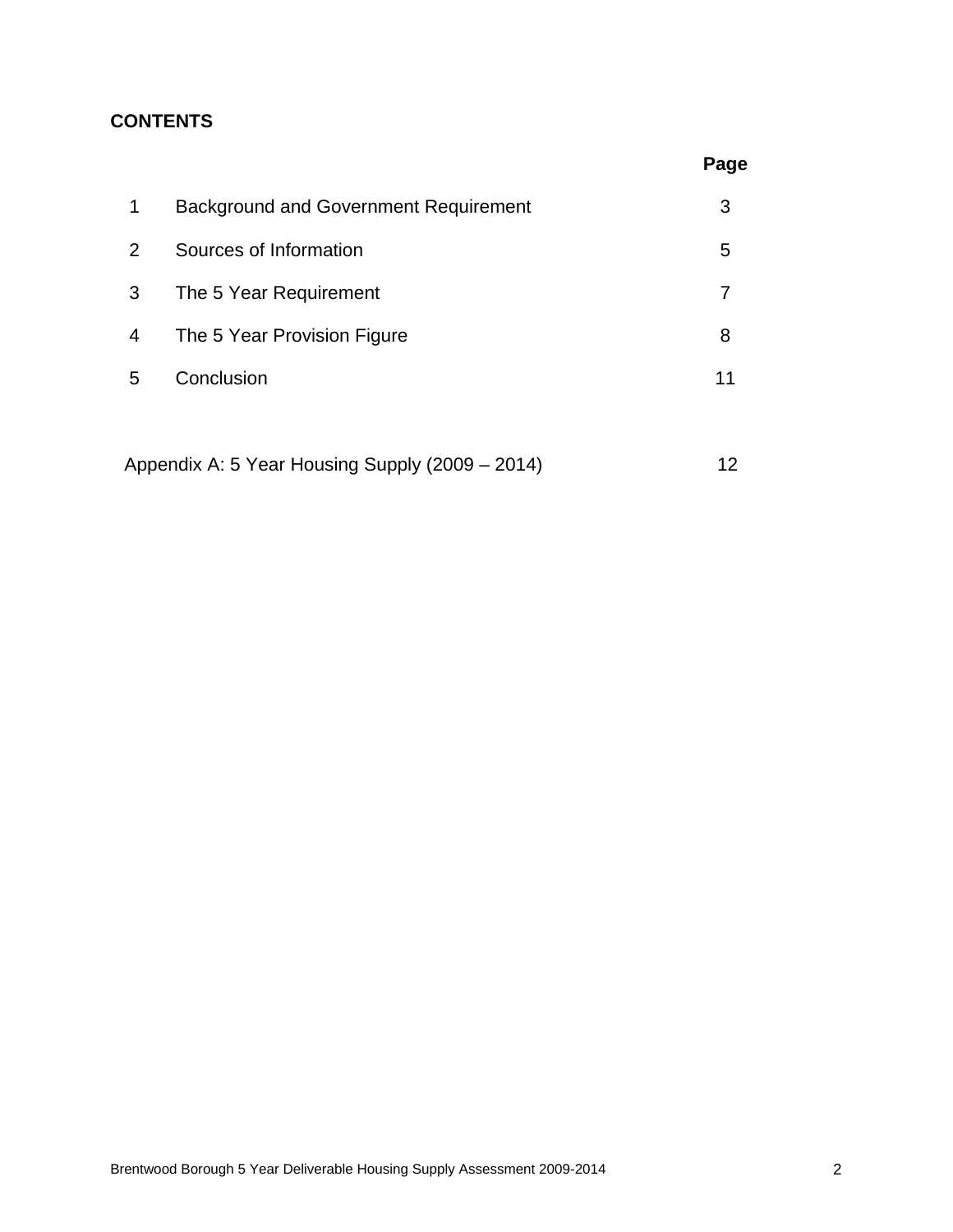## CONTENTS

| | | Page |
|---|---|---|
| 1 | Background and Government Requirement | 3 |
| 2 | Sources of Information | 5 |
| 3 | The 5 Year Requirement | 7 |
| 4 | The 5 Year Provision Figure | 8 |
| 5 | Conclusion | 11 |
| | | |
| Appendix A: 5 Year Housing Supply (2009 – 2014) | | 12 |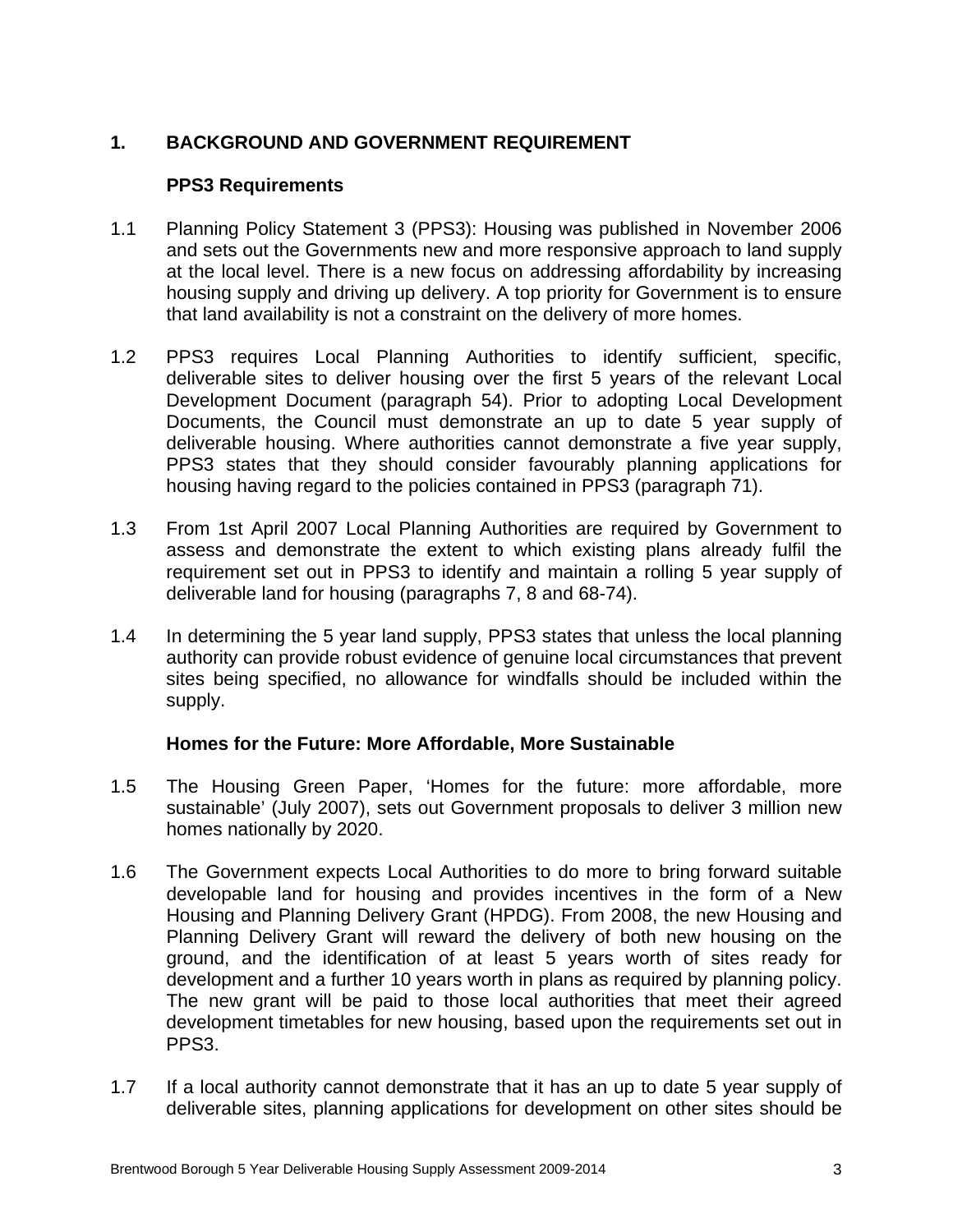# 1. BACKGROUND AND GOVERNMENT REQUIREMENT

## PPS3 Requirements

1.1 Planning Policy Statement 3 (PPS3): Housing was published in November 2006 and sets out the Governments new and more responsive approach to land supply at the local level. There is a new focus on addressing affordability by increasing housing supply and driving up delivery. A top priority for Government is to ensure that land availability is not a constraint on the delivery of more homes.

1.2 PPS3 requires Local Planning Authorities to identify sufficient, specific, deliverable sites to deliver housing over the first 5 years of the relevant Local Development Document (paragraph 54). Prior to adopting Local Development Documents, the Council must demonstrate an up to date 5 year supply of deliverable housing. Where authorities cannot demonstrate a five year supply, PPS3 states that they should consider favourably planning applications for housing having regard to the policies contained in PPS3 (paragraph 71).

1.3 From 1st April 2007 Local Planning Authorities are required by Government to assess and demonstrate the extent to which existing plans already fulfil the requirement set out in PPS3 to identify and maintain a rolling 5 year supply of deliverable land for housing (paragraphs 7, 8 and 68-74).

1.4 In determining the 5 year land supply, PPS3 states that unless the local planning authority can provide robust evidence of genuine local circumstances that prevent sites being specified, no allowance for windfalls should be included within the supply.

## Homes for the Future: More Affordable, More Sustainable

1.5 The Housing Green Paper, 'Homes for the future: more affordable, more sustainable' (July 2007), sets out Government proposals to deliver 3 million new homes nationally by 2020.

1.6 The Government expects Local Authorities to do more to bring forward suitable developable land for housing and provides incentives in the form of a New Housing and Planning Delivery Grant (HPDG). From 2008, the new Housing and Planning Delivery Grant will reward the delivery of both new housing on the ground, and the identification of at least 5 years worth of sites ready for development and a further 10 years worth in plans as required by planning policy. The new grant will be paid to those local authorities that meet their agreed development timetables for new housing, based upon the requirements set out in PPS3.

1.7 If a local authority cannot demonstrate that it has an up to date 5 year supply of deliverable sites, planning applications for development on other sites should be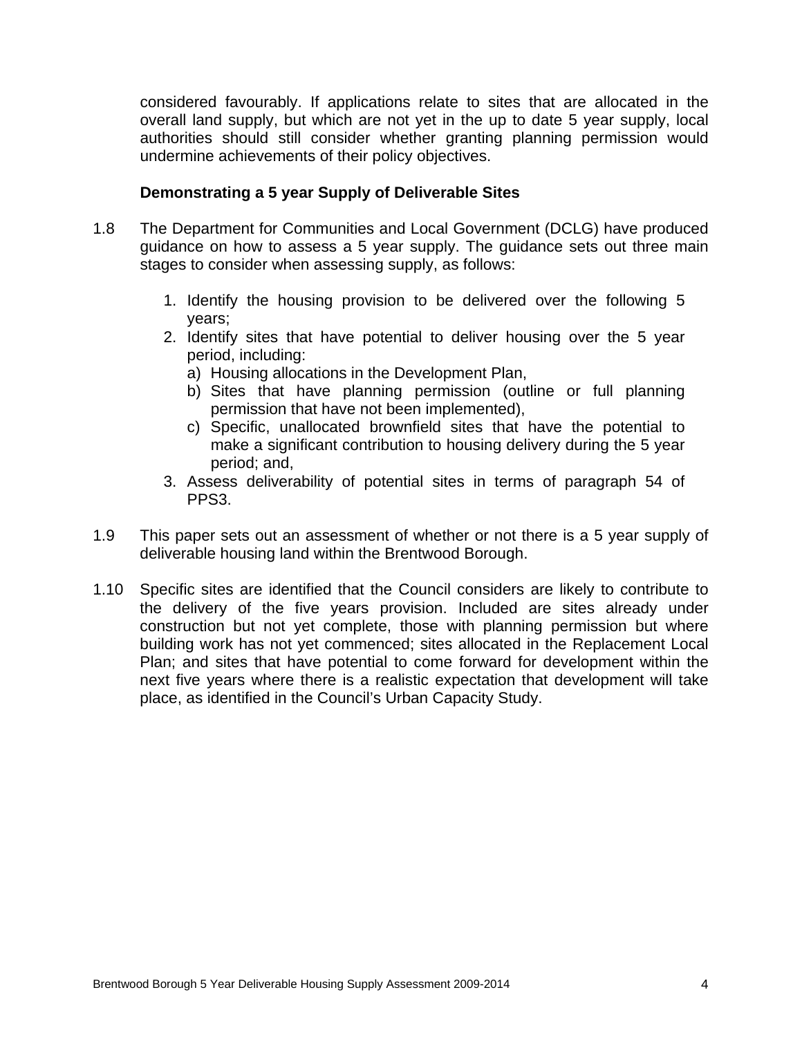considered favourably. If applications relate to sites that are allocated in the overall land supply, but which are not yet in the up to date 5 year supply, local authorities should still consider whether granting planning permission would undermine achievements of their policy objectives.

**Demonstrating a 5 year Supply of Deliverable Sites**

1.8 The Department for Communities and Local Government (DCLG) have produced guidance on how to assess a 5 year supply. The guidance sets out three main stages to consider when assessing supply, as follows:

1. Identify the housing provision to be delivered over the following 5 years;
2. Identify sites that have potential to deliver housing over the 5 year period, including:
   a) Housing allocations in the Development Plan,
   b) Sites that have planning permission (outline or full planning permission that have not been implemented),
   c) Specific, unallocated brownfield sites that have the potential to make a significant contribution to housing delivery during the 5 year period; and,
3. Assess deliverability of potential sites in terms of paragraph 54 of PPS3.

1.9 This paper sets out an assessment of whether or not there is a 5 year supply of deliverable housing land within the Brentwood Borough.

1.10 Specific sites are identified that the Council considers are likely to contribute to the delivery of the five years provision. Included are sites already under construction but not yet complete, those with planning permission but where building work has not yet commenced; sites allocated in the Replacement Local Plan; and sites that have potential to come forward for development within the next five years where there is a realistic expectation that development will take place, as identified in the Council's Urban Capacity Study.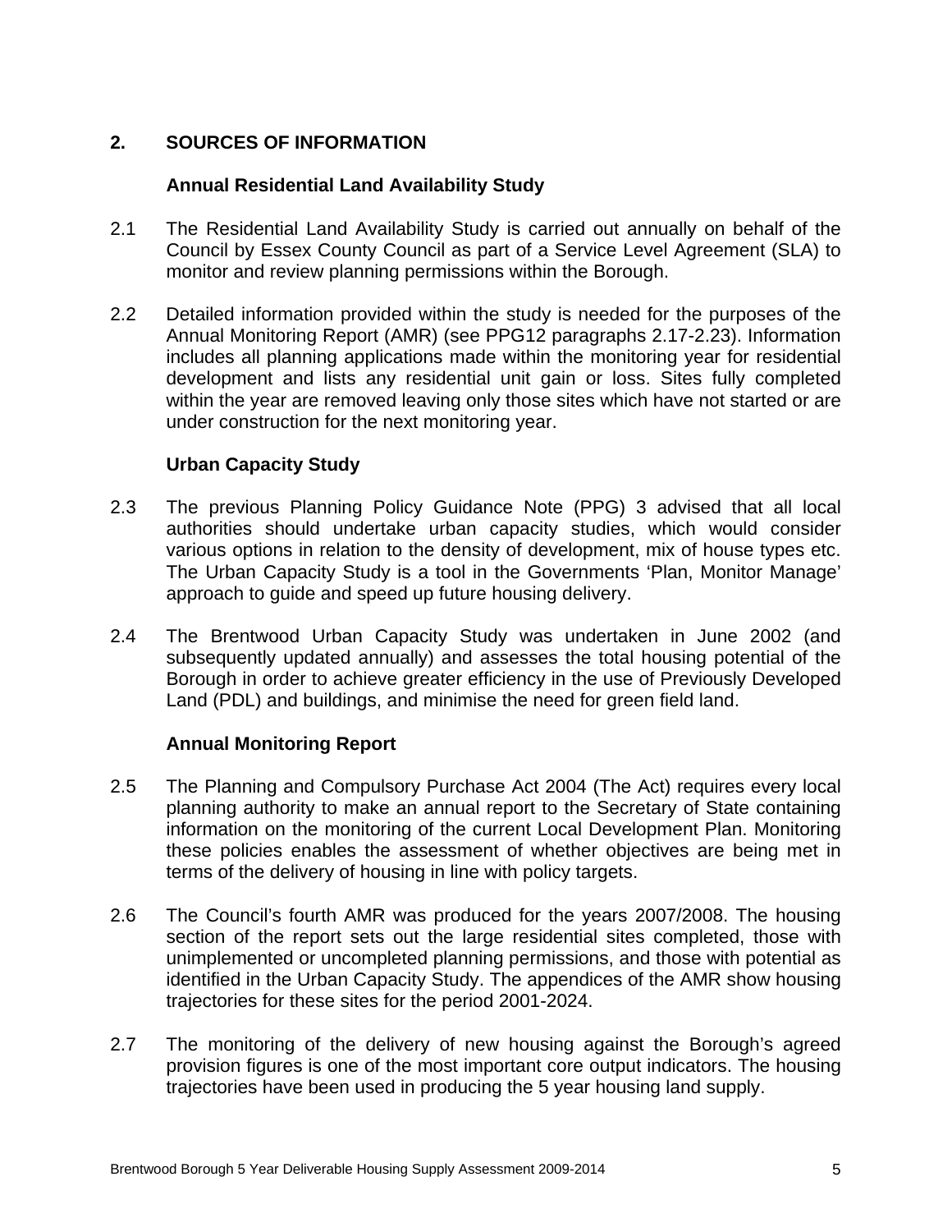## 2. SOURCES OF INFORMATION

### Annual Residential Land Availability Study

2.1 The Residential Land Availability Study is carried out annually on behalf of the Council by Essex County Council as part of a Service Level Agreement (SLA) to monitor and review planning permissions within the Borough.

2.2 Detailed information provided within the study is needed for the purposes of the Annual Monitoring Report (AMR) (see PPG12 paragraphs 2.17-2.23). Information includes all planning applications made within the monitoring year for residential development and lists any residential unit gain or loss. Sites fully completed within the year are removed leaving only those sites which have not started or are under construction for the next monitoring year.

### Urban Capacity Study

2.3 The previous Planning Policy Guidance Note (PPG) 3 advised that all local authorities should undertake urban capacity studies, which would consider various options in relation to the density of development, mix of house types etc. The Urban Capacity Study is a tool in the Governments 'Plan, Monitor Manage' approach to guide and speed up future housing delivery.

2.4 The Brentwood Urban Capacity Study was undertaken in June 2002 (and subsequently updated annually) and assesses the total housing potential of the Borough in order to achieve greater efficiency in the use of Previously Developed Land (PDL) and buildings, and minimise the need for green field land.

### Annual Monitoring Report

2.5 The Planning and Compulsory Purchase Act 2004 (The Act) requires every local planning authority to make an annual report to the Secretary of State containing information on the monitoring of the current Local Development Plan. Monitoring these policies enables the assessment of whether objectives are being met in terms of the delivery of housing in line with policy targets.

2.6 The Council's fourth AMR was produced for the years 2007/2008. The housing section of the report sets out the large residential sites completed, those with unimplemented or uncompleted planning permissions, and those with potential as identified in the Urban Capacity Study. The appendices of the AMR show housing trajectories for these sites for the period 2001-2024.

2.7 The monitoring of the delivery of new housing against the Borough's agreed provision figures is one of the most important core output indicators. The housing trajectories have been used in producing the 5 year housing land supply.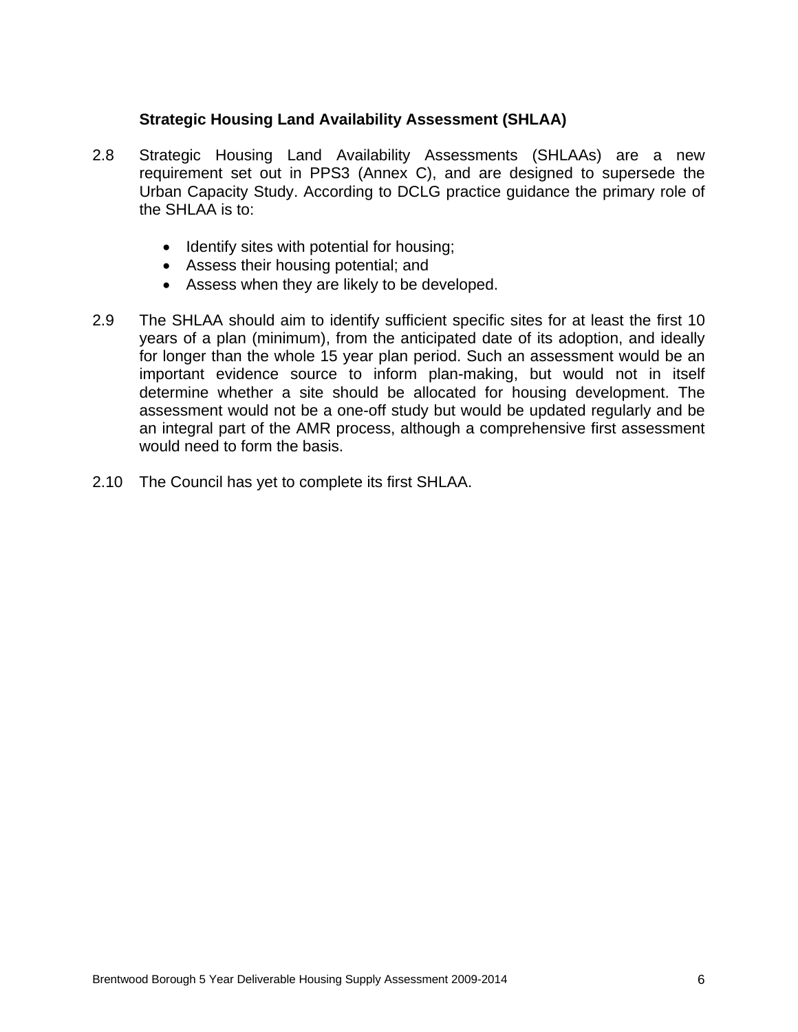### Strategic Housing Land Availability Assessment (SHLAA)

2.8 Strategic Housing Land Availability Assessments (SHLAAs) are a new requirement set out in PPS3 (Annex C), and are designed to supersede the Urban Capacity Study. According to DCLG practice guidance the primary role of the SHLAA is to:

- Identify sites with potential for housing;
- Assess their housing potential; and
- Assess when they are likely to be developed.

2.9 The SHLAA should aim to identify sufficient specific sites for at least the first 10 years of a plan (minimum), from the anticipated date of its adoption, and ideally for longer than the whole 15 year plan period. Such an assessment would be an important evidence source to inform plan-making, but would not in itself determine whether a site should be allocated for housing development. The assessment would not be a one-off study but would be updated regularly and be an integral part of the AMR process, although a comprehensive first assessment would need to form the basis.

2.10 The Council has yet to complete its first SHLAA.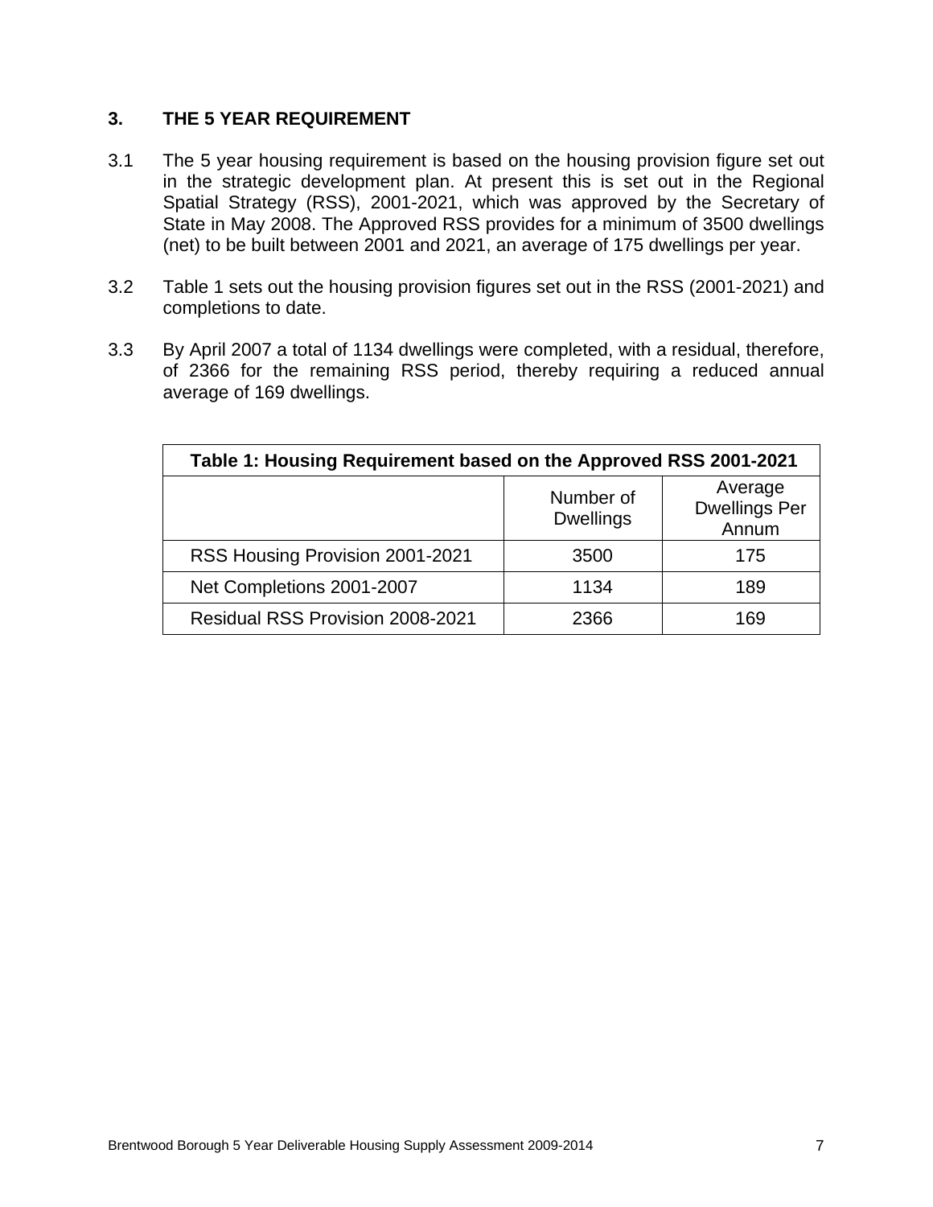## 3. THE 5 YEAR REQUIREMENT

3.1 The 5 year housing requirement is based on the housing provision figure set out in the strategic development plan. At present this is set out in the Regional Spatial Strategy (RSS), 2001-2021, which was approved by the Secretary of State in May 2008. The Approved RSS provides for a minimum of 3500 dwellings (net) to be built between 2001 and 2021, an average of 175 dwellings per year.

3.2 Table 1 sets out the housing provision figures set out in the RSS (2001-2021) and completions to date.

3.3 By April 2007 a total of 1134 dwellings were completed, with a residual, therefore, of 2366 for the remaining RSS period, thereby requiring a reduced annual average of 169 dwellings.

**Table 1: Housing Requirement based on the Approved RSS 2001-2021**

| | Number of Dwellings | Average Dwellings Per Annum |
|---|---|---|
| RSS Housing Provision 2001-2021 | 3500 | 175 |
| Net Completions 2001-2007 | 1134 | 189 |
| Residual RSS Provision 2008-2021 | 2366 | 169 |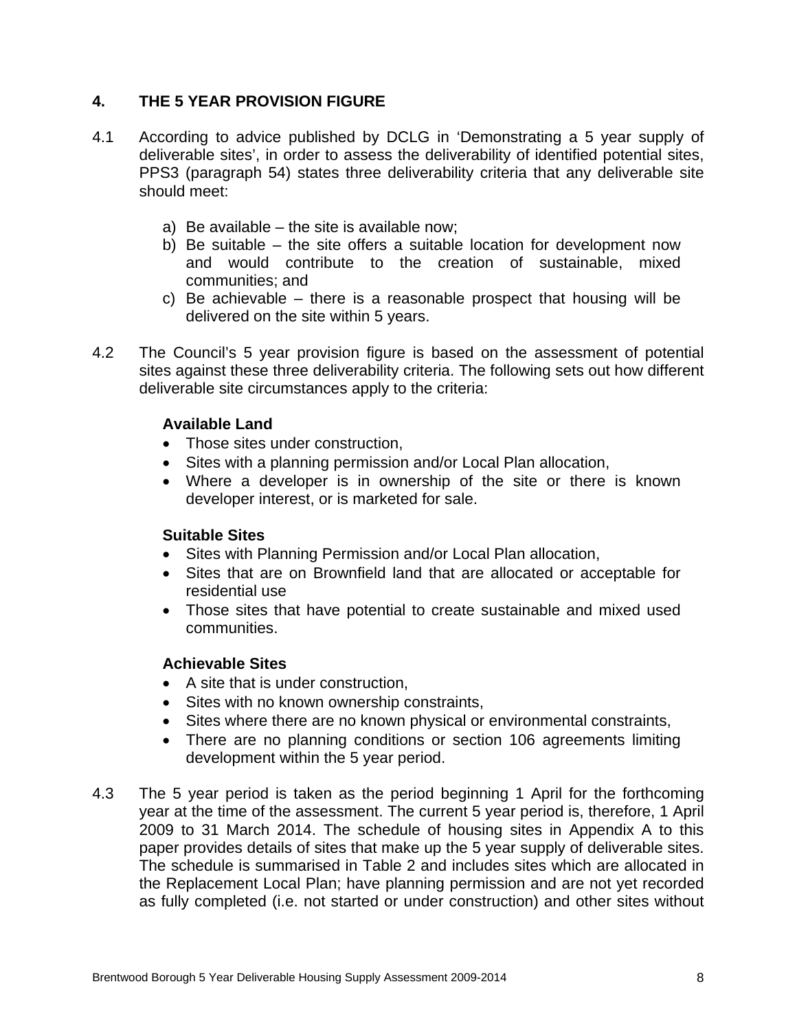## 4. THE 5 YEAR PROVISION FIGURE

4.1 According to advice published by DCLG in 'Demonstrating a 5 year supply of deliverable sites', in order to assess the deliverability of identified potential sites, PPS3 (paragraph 54) states three deliverability criteria that any deliverable site should meet:

a) Be available – the site is available now;
b) Be suitable – the site offers a suitable location for development now and would contribute to the creation of sustainable, mixed communities; and
c) Be achievable – there is a reasonable prospect that housing will be delivered on the site within 5 years.

4.2 The Council's 5 year provision figure is based on the assessment of potential sites against these three deliverability criteria. The following sets out how different deliverable site circumstances apply to the criteria:

**Available Land**

- Those sites under construction,
- Sites with a planning permission and/or Local Plan allocation,
- Where a developer is in ownership of the site or there is known developer interest, or is marketed for sale.

**Suitable Sites**

- Sites with Planning Permission and/or Local Plan allocation,
- Sites that are on Brownfield land that are allocated or acceptable for residential use
- Those sites that have potential to create sustainable and mixed used communities.

**Achievable Sites**

- A site that is under construction,
- Sites with no known ownership constraints,
- Sites where there are no known physical or environmental constraints,
- There are no planning conditions or section 106 agreements limiting development within the 5 year period.

4.3 The 5 year period is taken as the period beginning 1 April for the forthcoming year at the time of the assessment. The current 5 year period is, therefore, 1 April 2009 to 31 March 2014. The schedule of housing sites in Appendix A to this paper provides details of sites that make up the 5 year supply of deliverable sites. The schedule is summarised in Table 2 and includes sites which are allocated in the Replacement Local Plan; have planning permission and are not yet recorded as fully completed (i.e. not started or under construction) and other sites without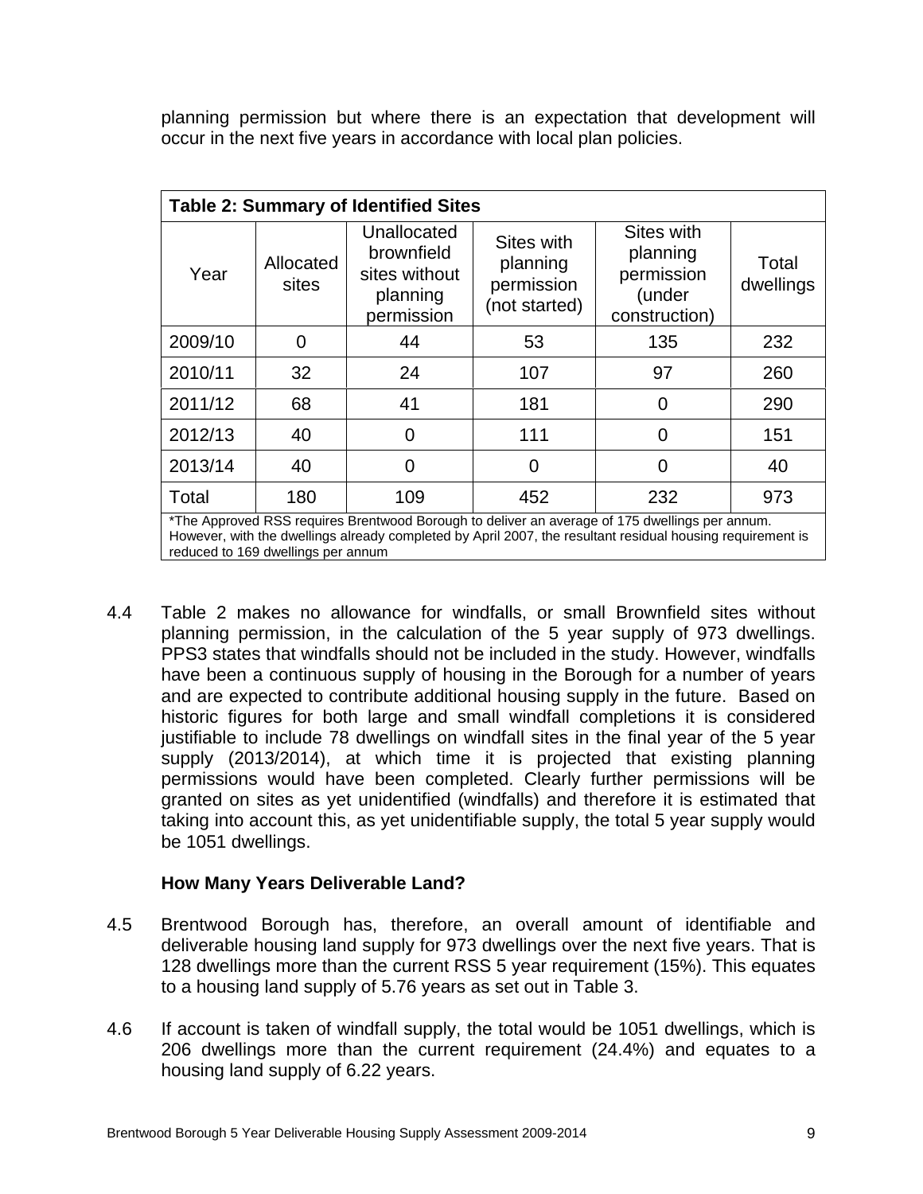planning permission but where there is an expectation that development will occur in the next five years in accordance with local plan policies.

| **Table 2: Summary of Identified Sites** | | | | | |
|---|---|---|---|---|---|
| Year | Allocated sites | Unallocated brownfield sites without planning permission | Sites with planning permission (not started) | Sites with planning permission (under construction) | Total dwellings |
| 2009/10 | 0 | 44 | 53 | 135 | 232 |
| 2010/11 | 32 | 24 | 107 | 97 | 260 |
| 2011/12 | 68 | 41 | 181 | 0 | 290 |
| 2012/13 | 40 | 0 | 111 | 0 | 151 |
| 2013/14 | 40 | 0 | 0 | 0 | 40 |
| Total | 180 | 109 | 452 | 232 | 973 |

*The Approved RSS requires Brentwood Borough to deliver an average of 175 dwellings per annum. However, with the dwellings already completed by April 2007, the resultant residual housing requirement is reduced to 169 dwellings per annum

4.4 Table 2 makes no allowance for windfalls, or small Brownfield sites without planning permission, in the calculation of the 5 year supply of 973 dwellings. PPS3 states that windfalls should not be included in the study. However, windfalls have been a continuous supply of housing in the Borough for a number of years and are expected to contribute additional housing supply in the future. Based on historic figures for both large and small windfall completions it is considered justifiable to include 78 dwellings on windfall sites in the final year of the 5 year supply (2013/2014), at which time it is projected that existing planning permissions would have been completed. Clearly further permissions will be granted on sites as yet unidentified (windfalls) and therefore it is estimated that taking into account this, as yet unidentifiable supply, the total 5 year supply would be 1051 dwellings.

### How Many Years Deliverable Land?

4.5 Brentwood Borough has, therefore, an overall amount of identifiable and deliverable housing land supply for 973 dwellings over the next five years. That is 128 dwellings more than the current RSS 5 year requirement (15%). This equates to a housing land supply of 5.76 years as set out in Table 3.

4.6 If account is taken of windfall supply, the total would be 1051 dwellings, which is 206 dwellings more than the current requirement (24.4%) and equates to a housing land supply of 6.22 years.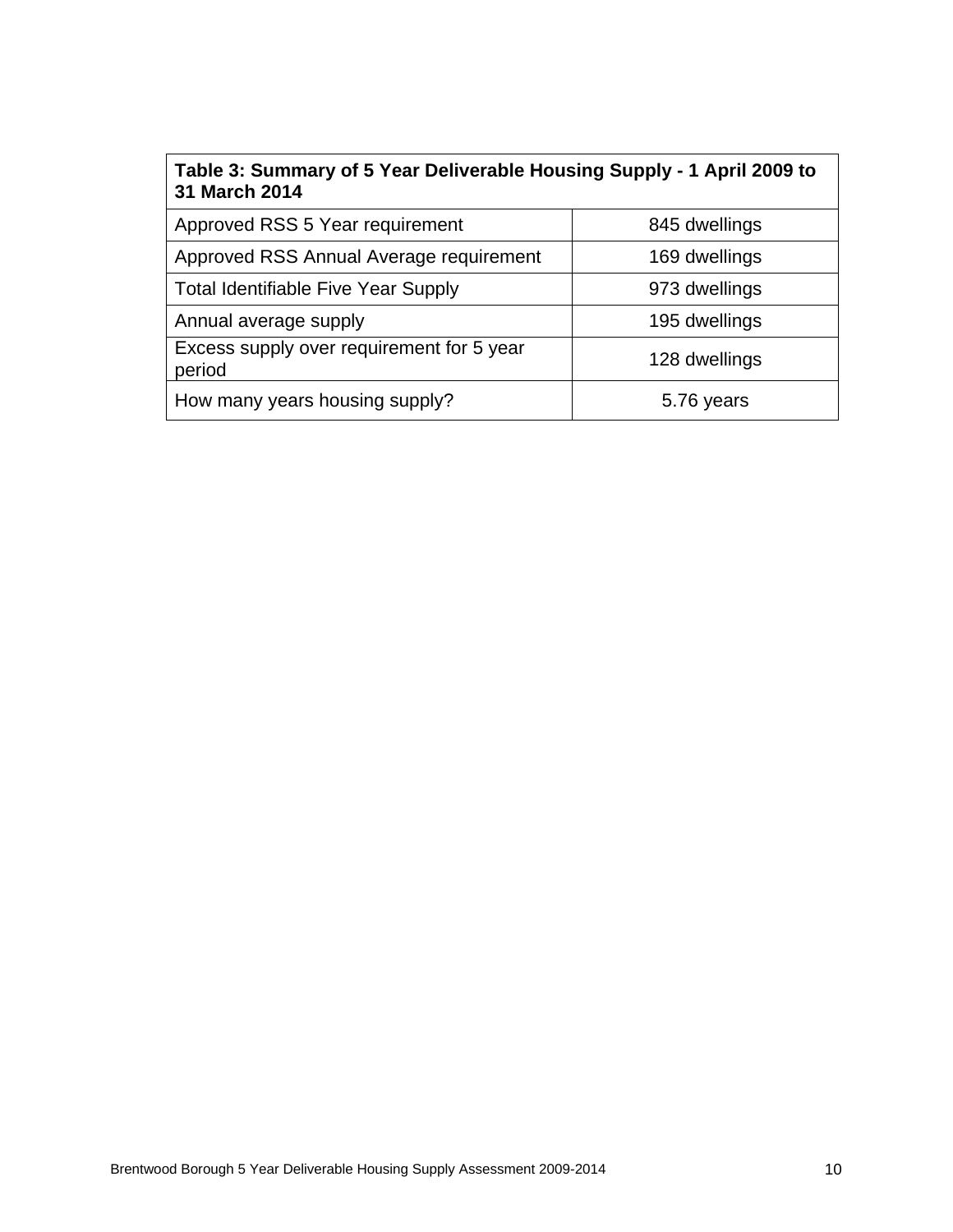| Table 3: Summary of 5 Year Deliverable Housing Supply - 1 April 2009 to 31 March 2014 | |
|---|---|
| Approved RSS 5 Year requirement | 845 dwellings |
| Approved RSS Annual Average requirement | 169 dwellings |
| Total Identifiable Five Year Supply | 973 dwellings |
| Annual average supply | 195 dwellings |
| Excess supply over requirement for 5 year period | 128 dwellings |
| How many years housing supply? | 5.76 years |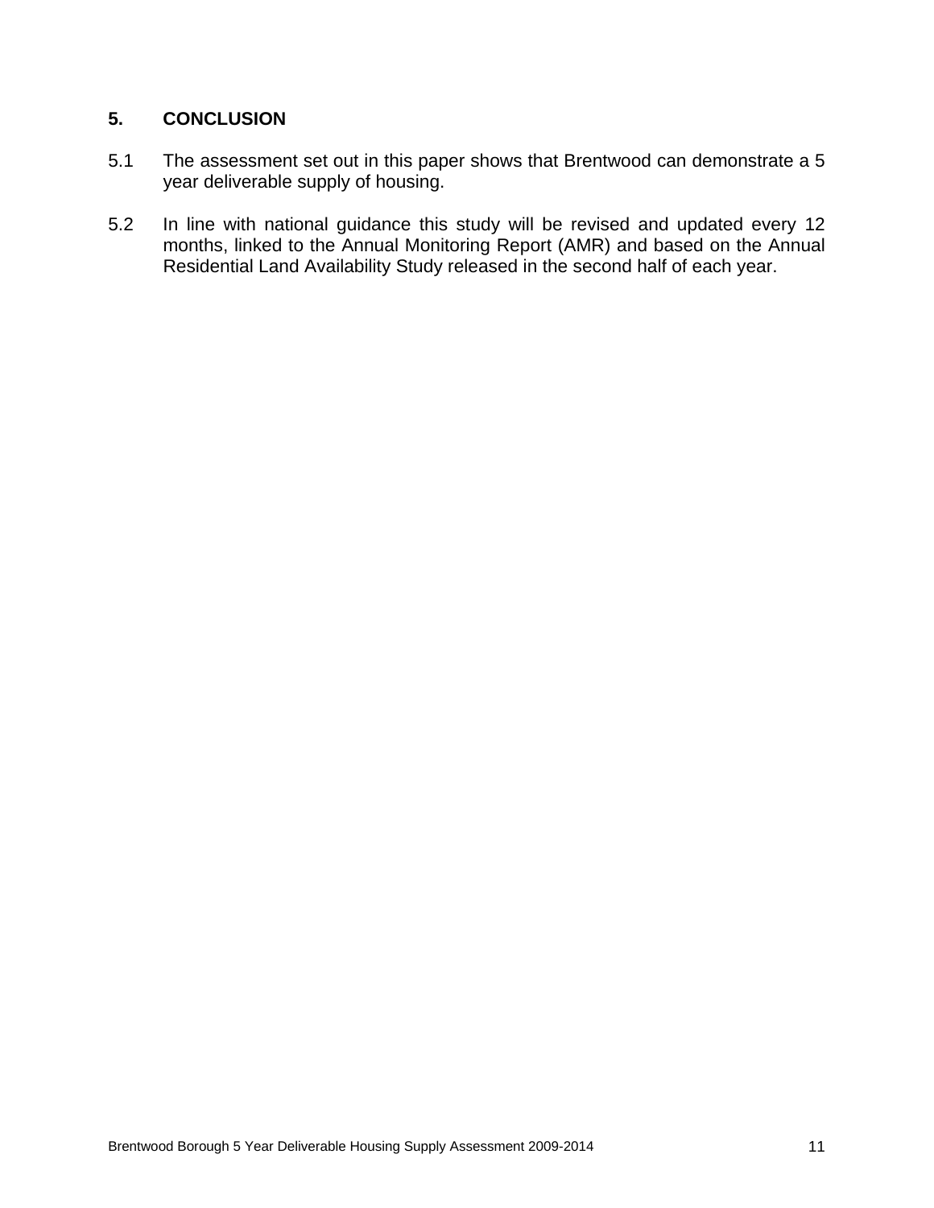## 5. CONCLUSION

5.1 The assessment set out in this paper shows that Brentwood can demonstrate a 5 year deliverable supply of housing.

5.2 In line with national guidance this study will be revised and updated every 12 months, linked to the Annual Monitoring Report (AMR) and based on the Annual Residential Land Availability Study released in the second half of each year.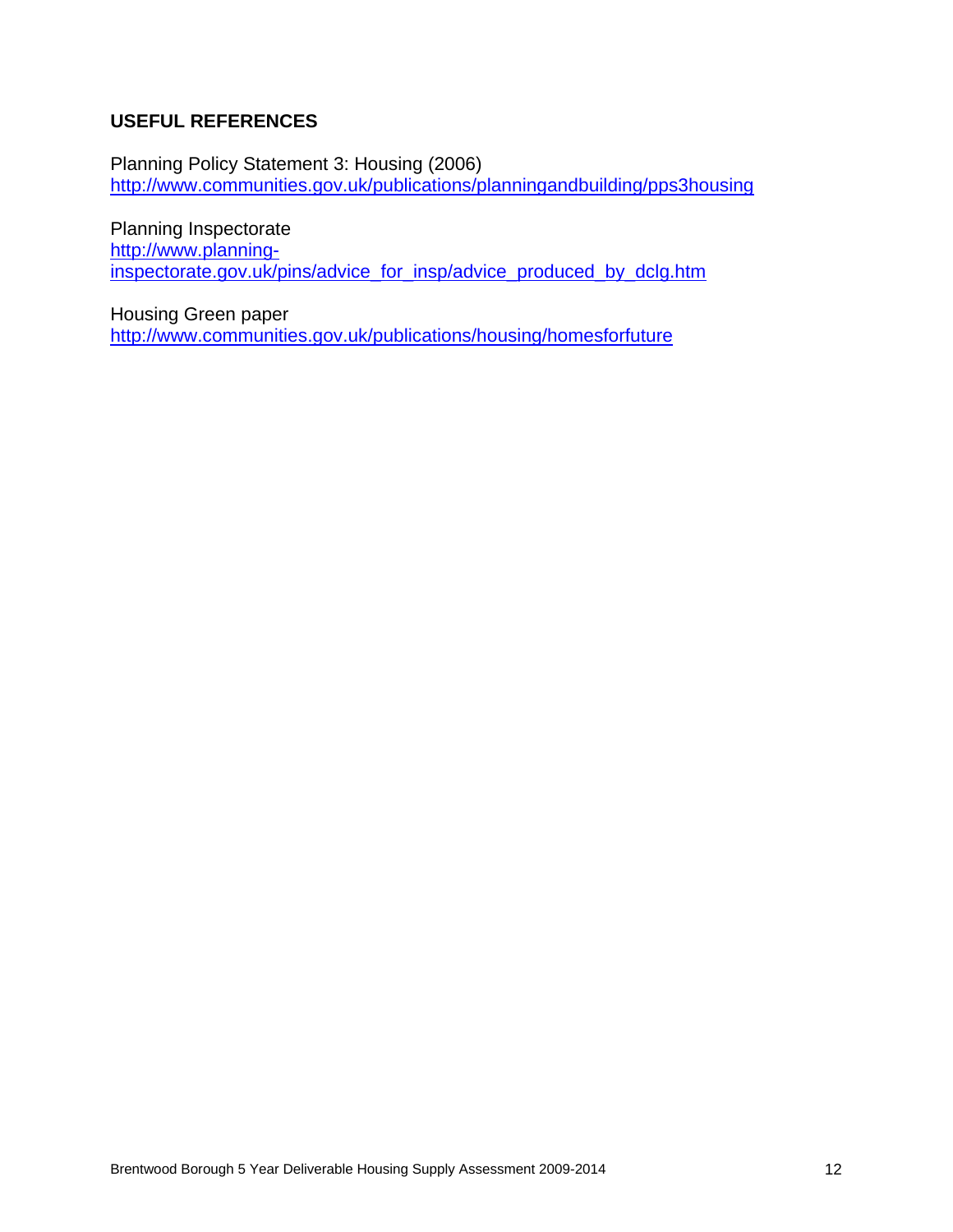## USEFUL REFERENCES

Planning Policy Statement 3: Housing (2006)
http://www.communities.gov.uk/publications/planningandbuilding/pps3housing

Planning Inspectorate
http://www.planning-inspectorate.gov.uk/pins/advice_for_insp/advice_produced_by_dclg.htm

Housing Green paper
http://www.communities.gov.uk/publications/housing/homesforfuture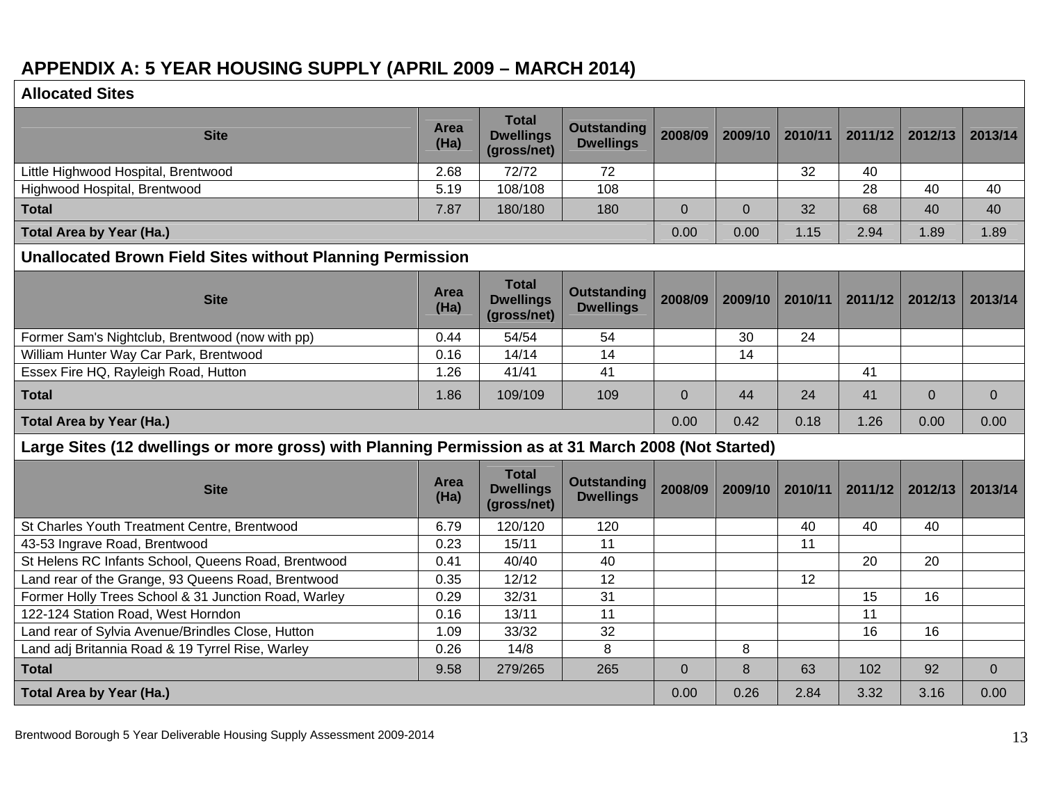## APPENDIX A: 5 YEAR HOUSING SUPPLY (APRIL 2009 – MARCH 2014)

### Allocated Sites

| Site | Area (Ha) | Total Dwellings (gross/net) | Outstanding Dwellings | 2008/09 | 2009/10 | 2010/11 | 2011/12 | 2012/13 | 2013/14 |
|---|---|---|---|---|---|---|---|---|---|
| Little Highwood Hospital, Brentwood | 2.68 | 72/72 | 72 | | | 32 | 40 | | |
| Highwood Hospital, Brentwood | 5.19 | 108/108 | 108 | | | | 28 | 40 | 40 |
| **Total** | 7.87 | 180/180 | 180 | 0 | 0 | 32 | 68 | 40 | 40 |
| **Total Area by Year (Ha.)** | | | | 0.00 | 0.00 | 1.15 | 2.94 | 1.89 | 1.89 |

### Unallocated Brown Field Sites without Planning Permission

| Site | Area (Ha) | Total Dwellings (gross/net) | Outstanding Dwellings | 2008/09 | 2009/10 | 2010/11 | 2011/12 | 2012/13 | 2013/14 |
|---|---|---|---|---|---|---|---|---|---|
| Former Sam's Nightclub, Brentwood (now with pp) | 0.44 | 54/54 | 54 | | 30 | 24 | | | |
| William Hunter Way Car Park, Brentwood | 0.16 | 14/14 | 14 | | 14 | | | | |
| Essex Fire HQ, Rayleigh Road, Hutton | 1.26 | 41/41 | 41 | | | | 41 | | |
| **Total** | 1.86 | 109/109 | 109 | 0 | 44 | 24 | 41 | 0 | 0 |
| **Total Area by Year (Ha.)** | | | | 0.00 | 0.42 | 0.18 | 1.26 | 0.00 | 0.00 |

### Large Sites (12 dwellings or more gross) with Planning Permission as at 31 March 2008 (Not Started)

| Site | Area (Ha) | Total Dwellings (gross/net) | Outstanding Dwellings | 2008/09 | 2009/10 | 2010/11 | 2011/12 | 2012/13 | 2013/14 |
|---|---|---|---|---|---|---|---|---|---|
| St Charles Youth Treatment Centre, Brentwood | 6.79 | 120/120 | 120 | | | 40 | 40 | 40 | |
| 43-53 Ingrave Road, Brentwood | 0.23 | 15/11 | 11 | | | 11 | | | |
| St Helens RC Infants School, Queens Road, Brentwood | 0.41 | 40/40 | 40 | | | | 20 | 20 | |
| Land rear of the Grange, 93 Queens Road, Brentwood | 0.35 | 12/12 | 12 | | | 12 | | | |
| Former Holly Trees School & 31 Junction Road, Warley | 0.29 | 32/31 | 31 | | | | 15 | 16 | |
| 122-124 Station Road, West Horndon | 0.16 | 13/11 | 11 | | | | 11 | | |
| Land rear of Sylvia Avenue/Brindles Close, Hutton | 1.09 | 33/32 | 32 | | | | 16 | 16 | |
| Land adj Britannia Road & 19 Tyrrel Rise, Warley | 0.26 | 14/8 | 8 | | 8 | | | | |
| **Total** | 9.58 | 279/265 | 265 | 0 | 8 | 63 | 102 | 92 | 0 |
| **Total Area by Year (Ha.)** | | | | 0.00 | 0.26 | 2.84 | 3.32 | 3.16 | 0.00 |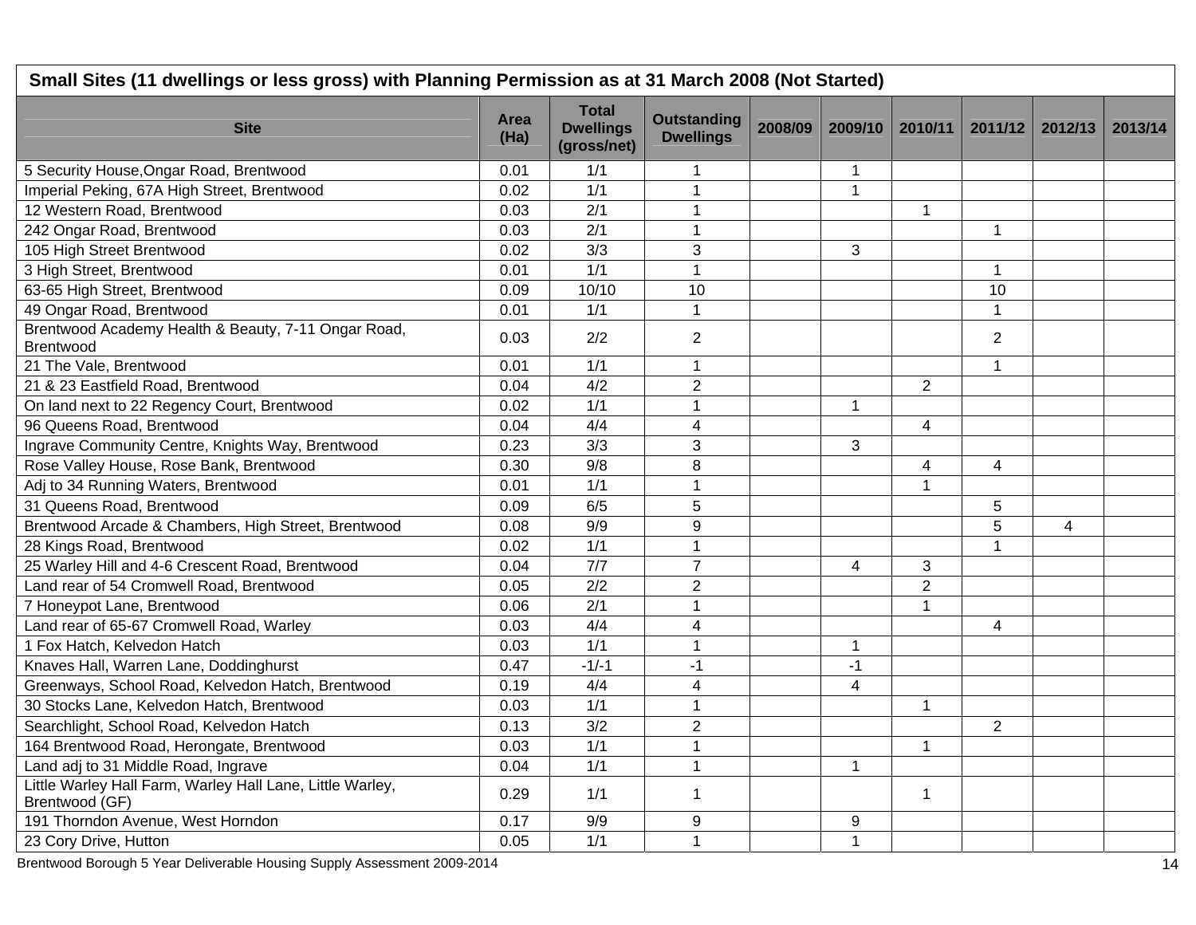| Small Sites (11 dwellings or less gross) with Planning Permission as at 31 March 2008 (Not Started) | | | | | | | | | |
|---|---|---|---|---|---|---|---|---|---|
| **Site** | **Area (Ha)** | **Total Dwellings (gross/net)** | **Outstanding Dwellings** | **2008/09** | **2009/10** | **2010/11** | **2011/12** | **2012/13** | **2013/14** |
| 5 Security House,Ongar Road, Brentwood | 0.01 | 1/1 | 1 | | 1 | | | | |
| Imperial Peking, 67A High Street, Brentwood | 0.02 | 1/1 | 1 | | 1 | | | | |
| 12 Western Road, Brentwood | 0.03 | 2/1 | 1 | | | 1 | | | |
| 242 Ongar Road, Brentwood | 0.03 | 2/1 | 1 | | | | 1 | | |
| 105 High Street Brentwood | 0.02 | 3/3 | 3 | | 3 | | | | |
| 3 High Street, Brentwood | 0.01 | 1/1 | 1 | | | | 1 | | |
| 63-65 High Street, Brentwood | 0.09 | 10/10 | 10 | | | | 10 | | |
| 49 Ongar Road, Brentwood | 0.01 | 1/1 | 1 | | | | 1 | | |
| Brentwood Academy Health & Beauty, 7-11 Ongar Road, Brentwood | 0.03 | 2/2 | 2 | | | | 2 | | |
| 21 The Vale, Brentwood | 0.01 | 1/1 | 1 | | | | 1 | | |
| 21 & 23 Eastfield Road, Brentwood | 0.04 | 4/2 | 2 | | | 2 | | | |
| On land next to 22 Regency Court, Brentwood | 0.02 | 1/1 | 1 | | 1 | | | | |
| 96 Queens Road, Brentwood | 0.04 | 4/4 | 4 | | | 4 | | | |
| Ingrave Community Centre, Knights Way, Brentwood | 0.23 | 3/3 | 3 | | 3 | | | | |
| Rose Valley House, Rose Bank, Brentwood | 0.30 | 9/8 | 8 | | | 4 | 4 | | |
| Adj to 34 Running Waters, Brentwood | 0.01 | 1/1 | 1 | | | 1 | | | |
| 31 Queens Road, Brentwood | 0.09 | 6/5 | 5 | | | | 5 | | |
| Brentwood Arcade & Chambers, High Street, Brentwood | 0.08 | 9/9 | 9 | | | | 5 | 4 | |
| 28 Kings Road, Brentwood | 0.02 | 1/1 | 1 | | | | 1 | | |
| 25 Warley Hill and 4-6 Crescent Road, Brentwood | 0.04 | 7/7 | 7 | | 4 | 3 | | | |
| Land rear of 54 Cromwell Road, Brentwood | 0.05 | 2/2 | 2 | | | 2 | | | |
| 7 Honeypot Lane, Brentwood | 0.06 | 2/1 | 1 | | | 1 | | | |
| Land rear of 65-67 Cromwell Road, Warley | 0.03 | 4/4 | 4 | | | | 4 | | |
| 1 Fox Hatch, Kelvedon Hatch | 0.03 | 1/1 | 1 | | 1 | | | | |
| Knaves Hall, Warren Lane, Doddinghurst | 0.47 | -1/-1 | -1 | | -1 | | | | |
| Greenways, School Road, Kelvedon Hatch, Brentwood | 0.19 | 4/4 | 4 | | 4 | | | | |
| 30 Stocks Lane, Kelvedon Hatch, Brentwood | 0.03 | 1/1 | 1 | | | 1 | | | |
| Searchlight, School Road, Kelvedon Hatch | 0.13 | 3/2 | 2 | | | | 2 | | |
| 164 Brentwood Road, Herongate, Brentwood | 0.03 | 1/1 | 1 | | | 1 | | | |
| Land adj to 31 Middle Road, Ingrave | 0.04 | 1/1 | 1 | | 1 | | | | |
| Little Warley Hall Farm, Warley Hall Lane, Little Warley, Brentwood (GF) | 0.29 | 1/1 | 1 | | | 1 | | | |
| 191 Thorndon Avenue, West Horndon | 0.17 | 9/9 | 9 | | 9 | | | | |
| 23 Cory Drive, Hutton | 0.05 | 1/1 | 1 | | 1 | | | | |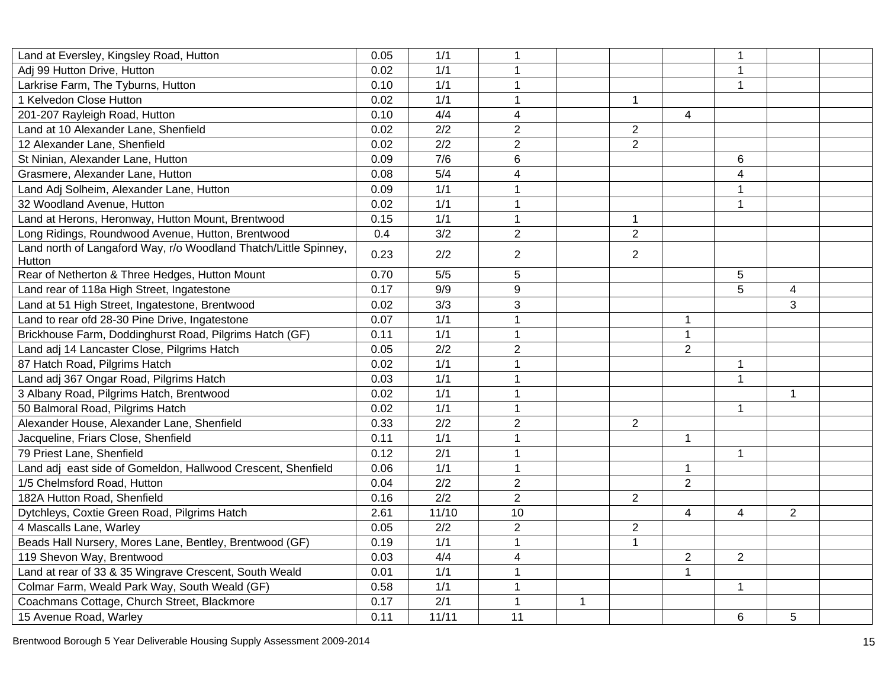| | | | | | | | | | |
|---|---|---|---|---|---|---|---|---|---|
| Land at Eversley, Kingsley Road, Hutton | 0.05 | 1/1 | 1 | | | | 1 | | |
| Adj 99 Hutton Drive, Hutton | 0.02 | 1/1 | 1 | | | | 1 | | |
| Larkrise Farm, The Tyburns, Hutton | 0.10 | 1/1 | 1 | | | | 1 | | |
| 1 Kelvedon Close Hutton | 0.02 | 1/1 | 1 | | 1 | | | | |
| 201-207 Rayleigh Road, Hutton | 0.10 | 4/4 | 4 | | | 4 | | | |
| Land at 10 Alexander Lane, Shenfield | 0.02 | 2/2 | 2 | | 2 | | | | |
| 12 Alexander Lane, Shenfield | 0.02 | 2/2 | 2 | | 2 | | | | |
| St Ninian, Alexander Lane, Hutton | 0.09 | 7/6 | 6 | | | | 6 | | |
| Grasmere, Alexander Lane, Hutton | 0.08 | 5/4 | 4 | | | | 4 | | |
| Land Adj Solheim, Alexander Lane, Hutton | 0.09 | 1/1 | 1 | | | | 1 | | |
| 32 Woodland Avenue, Hutton | 0.02 | 1/1 | 1 | | | | 1 | | |
| Land at Herons, Heronway, Hutton Mount, Brentwood | 0.15 | 1/1 | 1 | | 1 | | | | |
| Long Ridings, Roundwood Avenue, Hutton, Brentwood | 0.4 | 3/2 | 2 | | 2 | | | | |
| Land north of Langaford Way, r/o Woodland Thatch/Little Spinney, Hutton | 0.23 | 2/2 | 2 | | 2 | | | | |
| Rear of Netherton & Three Hedges, Hutton Mount | 0.70 | 5/5 | 5 | | | | 5 | | |
| Land rear of 118a High Street, Ingatestone | 0.17 | 9/9 | 9 | | | | 5 | 4 | |
| Land at 51 High Street, Ingatestone, Brentwood | 0.02 | 3/3 | 3 | | | | | 3 | |
| Land to rear ofd 28-30 Pine Drive, Ingatestone | 0.07 | 1/1 | 1 | | | 1 | | | |
| Brickhouse Farm, Doddinghurst Road, Pilgrims Hatch (GF) | 0.11 | 1/1 | 1 | | | 1 | | | |
| Land adj 14 Lancaster Close, Pilgrims Hatch | 0.05 | 2/2 | 2 | | | 2 | | | |
| 87 Hatch Road, Pilgrims Hatch | 0.02 | 1/1 | 1 | | | | 1 | | |
| Land adj 367 Ongar Road, Pilgrims Hatch | 0.03 | 1/1 | 1 | | | | 1 | | |
| 3 Albany Road, Pilgrims Hatch, Brentwood | 0.02 | 1/1 | 1 | | | | | 1 | |
| 50 Balmoral Road, Pilgrims Hatch | 0.02 | 1/1 | 1 | | | | 1 | | |
| Alexander House, Alexander Lane, Shenfield | 0.33 | 2/2 | 2 | | 2 | | | | |
| Jacqueline, Friars Close, Shenfield | 0.11 | 1/1 | 1 | | | 1 | | | |
| 79 Priest Lane, Shenfield | 0.12 | 2/1 | 1 | | | | 1 | | |
| Land adj east side of Gomeldon, Hallwood Crescent, Shenfield | 0.06 | 1/1 | 1 | | | 1 | | | |
| 1/5 Chelmsford Road, Hutton | 0.04 | 2/2 | 2 | | | 2 | | | |
| 182A Hutton Road, Shenfield | 0.16 | 2/2 | 2 | | 2 | | | | |
| Dytchleys, Coxtie Green Road, Pilgrims Hatch | 2.61 | 11/10 | 10 | | | 4 | 4 | 2 | |
| 4 Mascalls Lane, Warley | 0.05 | 2/2 | 2 | | 2 | | | | |
| Beads Hall Nursery, Mores Lane, Bentley, Brentwood (GF) | 0.19 | 1/1 | 1 | | 1 | | | | |
| 119 Shevon Way, Brentwood | 0.03 | 4/4 | 4 | | | 2 | 2 | | |
| Land at rear of 33 & 35 Wingrave Crescent, South Weald | 0.01 | 1/1 | 1 | | | 1 | | | |
| Colmar Farm, Weald Park Way, South Weald (GF) | 0.58 | 1/1 | 1 | | | | 1 | | |
| Coachmans Cottage, Church Street, Blackmore | 0.17 | 2/1 | 1 | 1 | | | | | |
| 15 Avenue Road, Warley | 0.11 | 11/11 | 11 | | | | 6 | 5 | |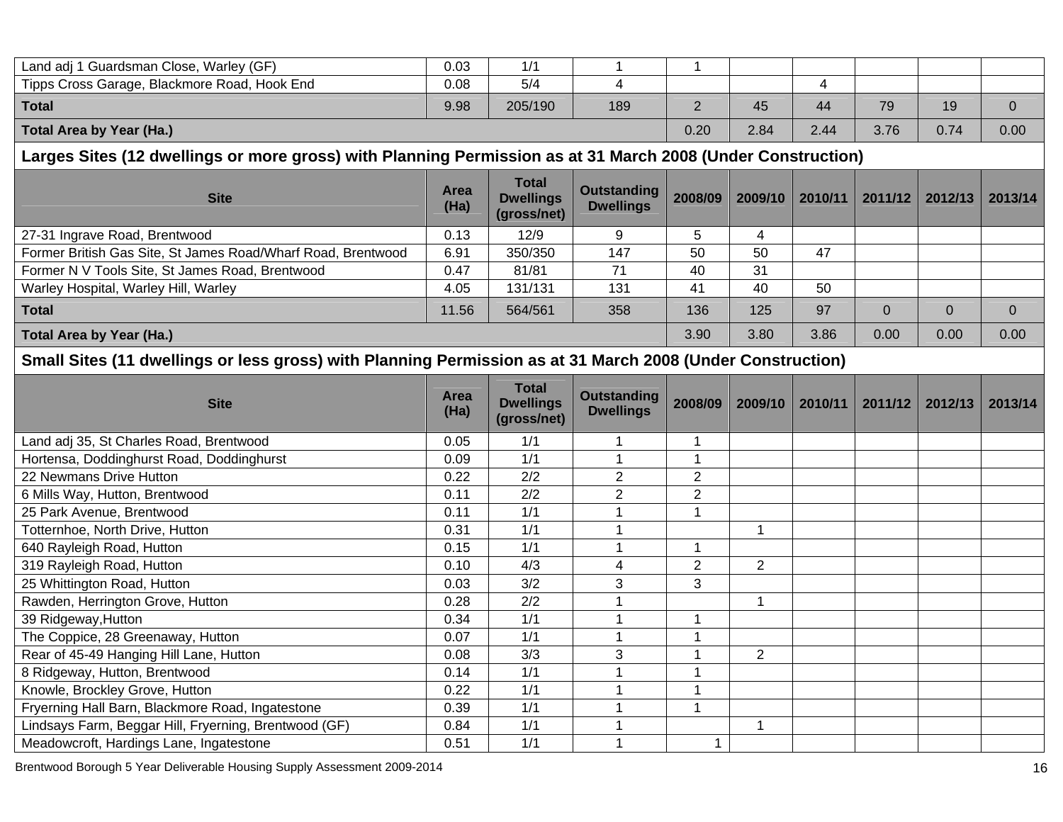| Site | Area (Ha) | Total Dwellings (gross/net) | Outstanding Dwellings | 2008/09 | 2009/10 | 2010/11 | 2011/12 | 2012/13 | 2013/14 |
|---|---|---|---|---|---|---|---|---|---|
| Land adj 1 Guardsman Close, Warley (GF) | 0.03 | 1/1 | 1 | 1 | | | | | |
| Tipps Cross Garage, Blackmore Road, Hook End | 0.08 | 5/4 | 4 | | | 4 | | | |
| **Total** | 9.98 | 205/190 | 189 | 2 | 45 | 44 | 79 | 19 | 0 |
| **Total Area by Year (Ha.)** | | | | 0.20 | 2.84 | 2.44 | 3.76 | 0.74 | 0.00 |

## Larges Sites (12 dwellings or more gross) with Planning Permission as at 31 March 2008 (Under Construction)

| Site | Area (Ha) | Total Dwellings (gross/net) | Outstanding Dwellings | 2008/09 | 2009/10 | 2010/11 | 2011/12 | 2012/13 | 2013/14 |
|---|---|---|---|---|---|---|---|---|---|
| 27-31 Ingrave Road, Brentwood | 0.13 | 12/9 | 9 | 5 | 4 | | | | |
| Former British Gas Site, St James Road/Wharf Road, Brentwood | 6.91 | 350/350 | 147 | 50 | 50 | 47 | | | |
| Former N V Tools Site, St James Road, Brentwood | 0.47 | 81/81 | 71 | 40 | 31 | | | | |
| Warley Hospital, Warley Hill, Warley | 4.05 | 131/131 | 131 | 41 | 40 | 50 | | | |
| **Total** | 11.56 | 564/561 | 358 | 136 | 125 | 97 | 0 | 0 | 0 |
| **Total Area by Year (Ha.)** | | | | 3.90 | 3.80 | 3.86 | 0.00 | 0.00 | 0.00 |

## Small Sites (11 dwellings or less gross) with Planning Permission as at 31 March 2008 (Under Construction)

| Site | Area (Ha) | Total Dwellings (gross/net) | Outstanding Dwellings | 2008/09 | 2009/10 | 2010/11 | 2011/12 | 2012/13 | 2013/14 |
|---|---|---|---|---|---|---|---|---|---|
| Land adj 35, St Charles Road, Brentwood | 0.05 | 1/1 | 1 | 1 | | | | | |
| Hortensa, Doddinghurst Road, Doddinghurst | 0.09 | 1/1 | 1 | 1 | | | | | |
| 22 Newmans Drive Hutton | 0.22 | 2/2 | 2 | 2 | | | | | |
| 6 Mills Way, Hutton, Brentwood | 0.11 | 2/2 | 2 | 2 | | | | | |
| 25 Park Avenue, Brentwood | 0.11 | 1/1 | 1 | 1 | | | | | |
| Totternhoe, North Drive, Hutton | 0.31 | 1/1 | 1 | | 1 | | | | |
| 640 Rayleigh Road, Hutton | 0.15 | 1/1 | 1 | 1 | | | | | |
| 319 Rayleigh Road, Hutton | 0.10 | 4/3 | 4 | 2 | 2 | | | | |
| 25 Whittington Road, Hutton | 0.03 | 3/2 | 3 | 3 | | | | | |
| Rawden, Herrington Grove, Hutton | 0.28 | 2/2 | 1 | | 1 | | | | |
| 39 Ridgeway,Hutton | 0.34 | 1/1 | 1 | 1 | | | | | |
| The Coppice, 28 Greenaway, Hutton | 0.07 | 1/1 | 1 | 1 | | | | | |
| Rear of 45-49 Hanging Hill Lane, Hutton | 0.08 | 3/3 | 3 | 1 | 2 | | | | |
| 8 Ridgeway, Hutton, Brentwood | 0.14 | 1/1 | 1 | 1 | | | | | |
| Knowle, Brockley Grove, Hutton | 0.22 | 1/1 | 1 | 1 | | | | | |
| Fryerning Hall Barn, Blackmore Road, Ingatestone | 0.39 | 1/1 | 1 | 1 | | | | | |
| Lindsays Farm, Beggar Hill, Fryerning, Brentwood (GF) | 0.84 | 1/1 | 1 | | 1 | | | | |
| Meadowcroft, Hardings Lane, Ingatestone | 0.51 | 1/1 | 1 | 1 | | | | | |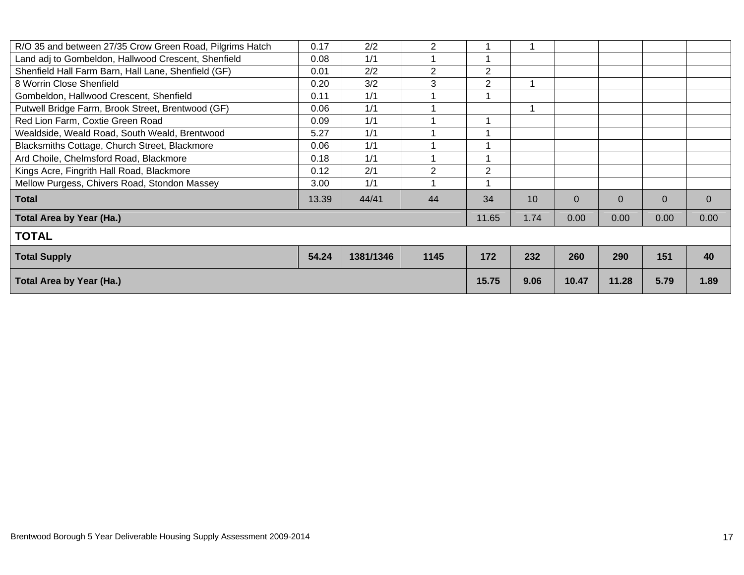| | | | | | | | | | |
|---|---|---|---|---|---|---|---|---|---|
| R/O 35 and between 27/35 Crow Green Road, Pilgrims Hatch | 0.17 | 2/2 | 2 | 1 | 1 | | | | |
| Land adj to Gombeldon, Hallwood Crescent, Shenfield | 0.08 | 1/1 | 1 | 1 | | | | | |
| Shenfield Hall Farm Barn, Hall Lane, Shenfield (GF) | 0.01 | 2/2 | 2 | 2 | | | | | |
| 8 Worrin Close Shenfield | 0.20 | 3/2 | 3 | 2 | 1 | | | | |
| Gombeldon, Hallwood Crescent, Shenfield | 0.11 | 1/1 | 1 | 1 | | | | | |
| Putwell Bridge Farm, Brook Street, Brentwood (GF) | 0.06 | 1/1 | 1 | | 1 | | | | |
| Red Lion Farm, Coxtie Green Road | 0.09 | 1/1 | 1 | 1 | | | | | |
| Wealdside, Weald Road, South Weald, Brentwood | 5.27 | 1/1 | 1 | 1 | | | | | |
| Blacksmiths Cottage, Church Street, Blackmore | 0.06 | 1/1 | 1 | 1 | | | | | |
| Ard Choile, Chelmsford Road, Blackmore | 0.18 | 1/1 | 1 | 1 | | | | | |
| Kings Acre, Fingrith Hall Road, Blackmore | 0.12 | 2/1 | 2 | 2 | | | | | |
| Mellow Purgess, Chivers Road, Stondon Massey | 3.00 | 1/1 | 1 | 1 | | | | | |
| **Total** | 13.39 | 44/41 | 44 | 34 | 10 | 0 | 0 | 0 | 0 |
| **Total Area by Year (Ha.)** | | | | 11.65 | 1.74 | 0.00 | 0.00 | 0.00 | 0.00 |
| **TOTAL** | | | | | | | | | |
| **Total Supply** | **54.24** | **1381/1346** | **1145** | **172** | **232** | **260** | **290** | **151** | **40** |
| **Total Area by Year (Ha.)** | | | | **15.75** | **9.06** | **10.47** | **11.28** | **5.79** | **1.89** |